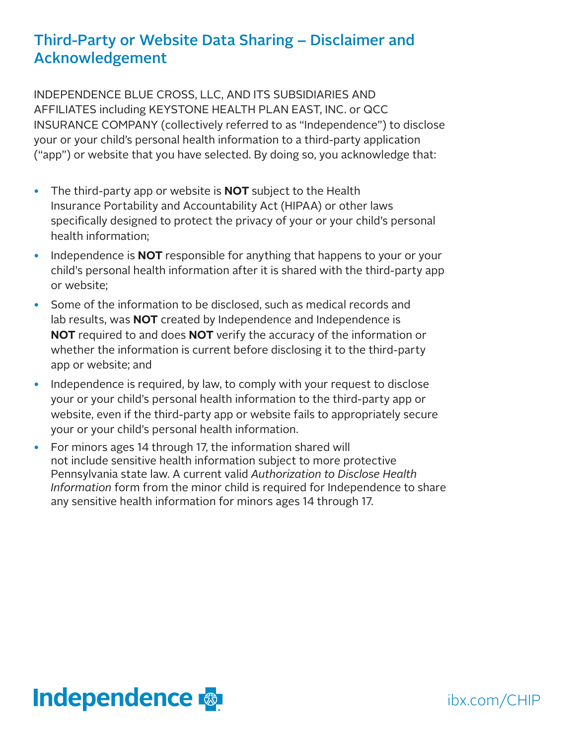# Third-Party or Website Data Sharing – Disclaimer and Acknowledgement

INDEPENDENCE BLUE CROSS, LLC, AND ITS SUBSIDIARIES AND AFFILIATES including KEYSTONE HEALTH PLAN EAST, INC. or QCC INSURANCE COMPANY (collectively referred to as "Independence") to disclose your or your child's personal health information to a third-party application ("app") or website that you have selected. By doing so, you acknowledge that:

- The third-party app or website is **NOT** subject to the Health Insurance Portability and Accountability Act (HIPAA) or other laws specifically designed to protect the privacy of your or your child's personal health information;
- Independence is **NOT** responsible for anything that happens to your or your child's personal health information after it is shared with the third-party app or website;
- Some of the information to be disclosed, such as medical records and lab results, was **NOT** created by Independence and Independence is **NOT** required to and does **NOT** verify the accuracy of the information or whether the information is current before disclosing it to the third-party app or website; and
- Independence is required, by law, to comply with your request to disclose your or your child's personal health information to the third-party app or website, even if the third-party app or website fails to appropriately secure your or your child's personal health information.
- For minors ages 14 through 17, the information shared will not include sensitive health information subject to more protective Pennsylvania state law. A current valid *Authorization to Disclose Health Information* form from the minor child is required for Independence to share any sensitive health information for minors ages 14 through 17.

Independence

ibx.com/CHIP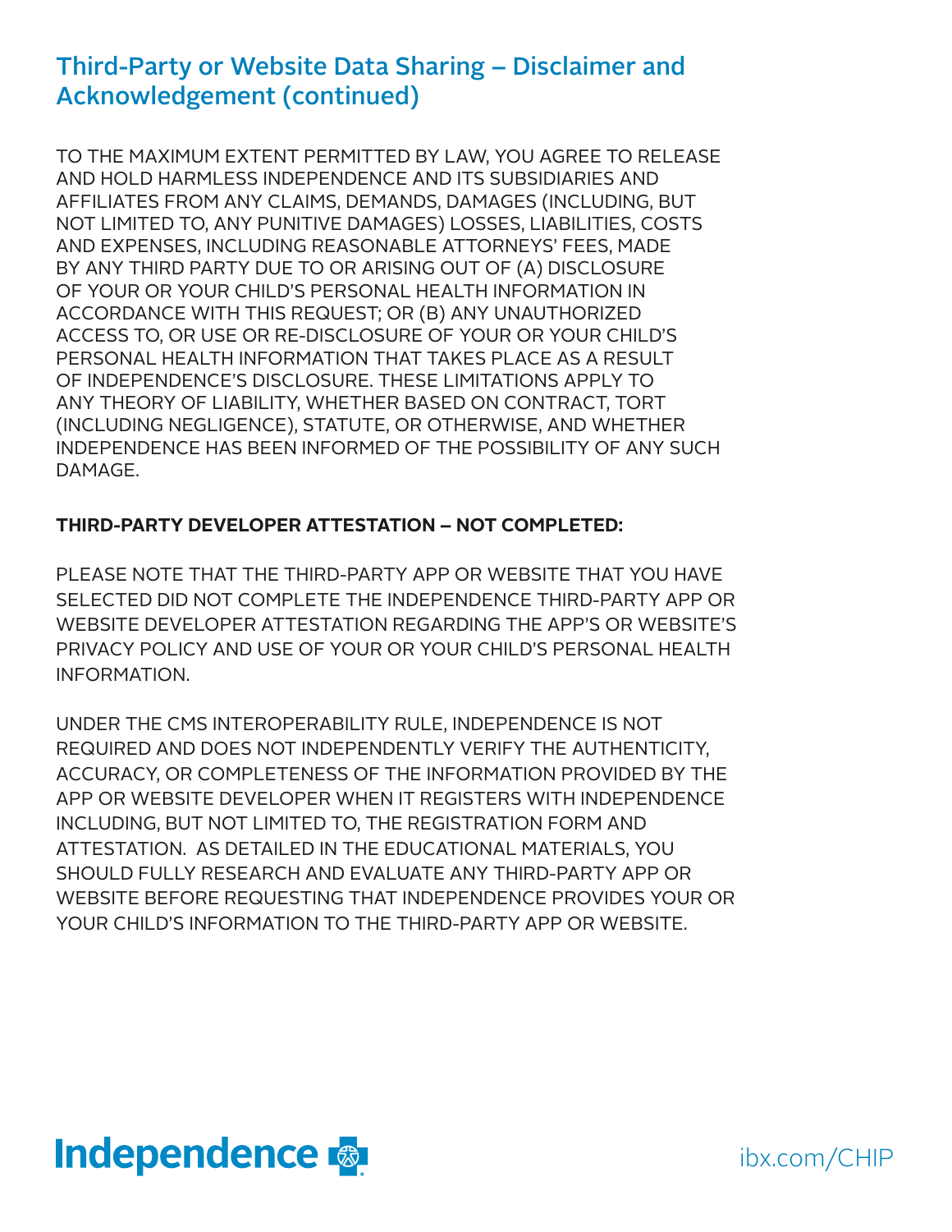## Third-Party or Website Data Sharing – Disclaimer and Acknowledgement (continued)

TO THE MAXIMUM EXTENT PERMITTED BY LAW, YOU AGREE TO RELEASE AND HOLD HARMLESS INDEPENDENCE AND ITS SUBSIDIARIES AND AFFILIATES FROM ANY CLAIMS, DEMANDS, DAMAGES (INCLUDING, BUT NOT LIMITED TO, ANY PUNITIVE DAMAGES) LOSSES, LIABILITIES, COSTS AND EXPENSES, INCLUDING REASONABLE ATTORNEYS' FEES, MADE BY ANY THIRD PARTY DUE TO OR ARISING OUT OF (A) DISCLOSURE OF YOUR OR YOUR CHILD'S PERSONAL HEALTH INFORMATION IN ACCORDANCE WITH THIS REQUEST; OR (B) ANY UNAUTHORIZED ACCESS TO, OR USE OR RE-DISCLOSURE OF YOUR OR YOUR CHILD'S PERSONAL HEALTH INFORMATION THAT TAKES PLACE AS A RESULT OF INDEPENDENCE'S DISCLOSURE. THESE LIMITATIONS APPLY TO ANY THEORY OF LIABILITY, WHETHER BASED ON CONTRACT, TORT (INCLUDING NEGLIGENCE), STATUTE, OR OTHERWISE, AND WHETHER INDEPENDENCE HAS BEEN INFORMED OF THE POSSIBILITY OF ANY SUCH DAMAGE.

**THIRD-PARTY DEVELOPER ATTESTATION – NOT COMPLETED:**

PLEASE NOTE THAT THE THIRD-PARTY APP OR WEBSITE THAT YOU HAVE SELECTED DID NOT COMPLETE THE INDEPENDENCE THIRD-PARTY APP OR WEBSITE DEVELOPER ATTESTATION REGARDING THE APP'S OR WEBSITE'S PRIVACY POLICY AND USE OF YOUR OR YOUR CHILD'S PERSONAL HEALTH INFORMATION.

UNDER THE CMS INTEROPERABILITY RULE, INDEPENDENCE IS NOT REQUIRED AND DOES NOT INDEPENDENTLY VERIFY THE AUTHENTICITY, ACCURACY, OR COMPLETENESS OF THE INFORMATION PROVIDED BY THE APP OR WEBSITE DEVELOPER WHEN IT REGISTERS WITH INDEPENDENCE INCLUDING, BUT NOT LIMITED TO, THE REGISTRATION FORM AND ATTESTATION. AS DETAILED IN THE EDUCATIONAL MATERIALS, YOU SHOULD FULLY RESEARCH AND EVALUATE ANY THIRD-PARTY APP OR WEBSITE BEFORE REQUESTING THAT INDEPENDENCE PROVIDES YOUR OR YOUR CHILD'S INFORMATION TO THE THIRD-PARTY APP OR WEBSITE.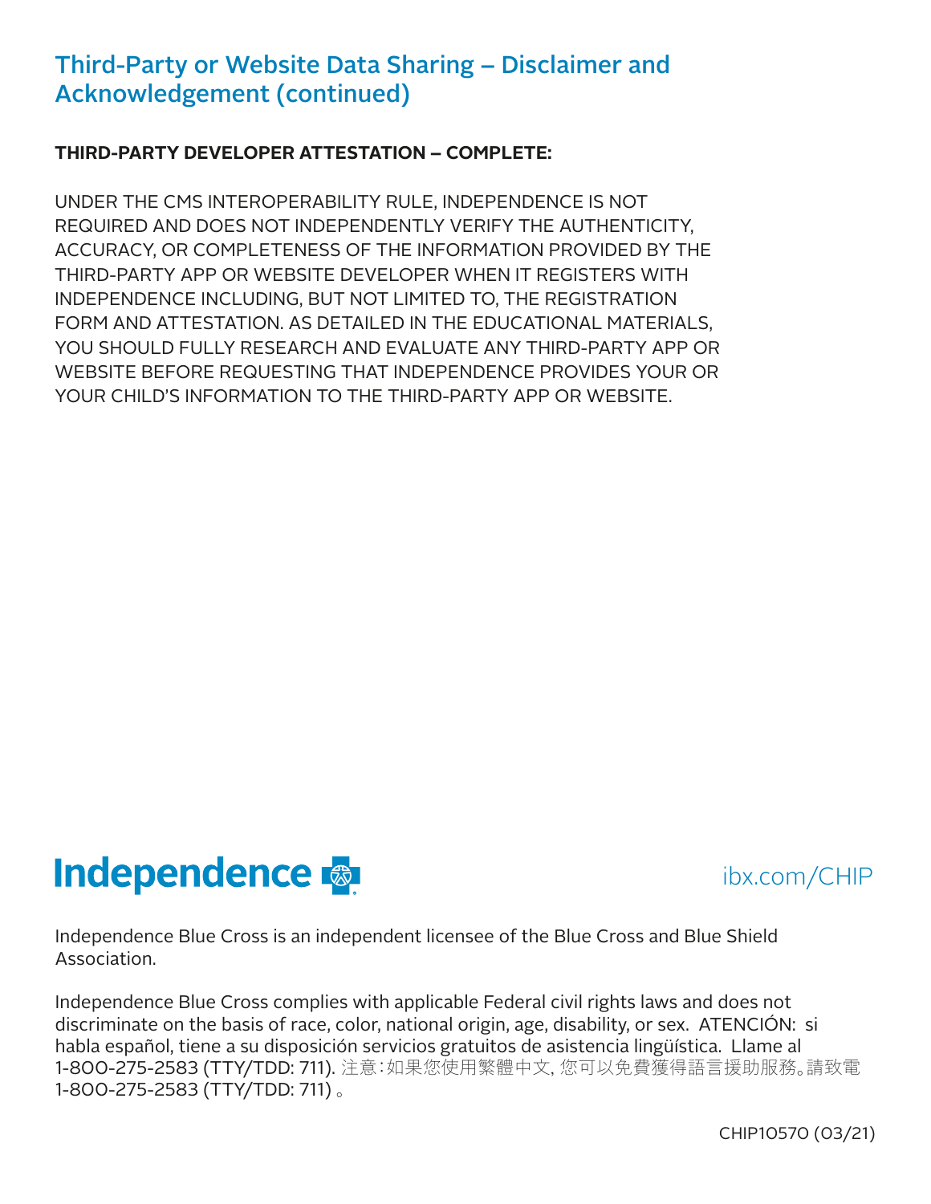## Third-Party or Website Data Sharing – Disclaimer and Acknowledgement (continued)

**THIRD-PARTY DEVELOPER ATTESTATION – COMPLETE:**

UNDER THE CMS INTEROPERABILITY RULE, INDEPENDENCE IS NOT REQUIRED AND DOES NOT INDEPENDENTLY VERIFY THE AUTHENTICITY, ACCURACY, OR COMPLETENESS OF THE INFORMATION PROVIDED BY THE THIRD-PARTY APP OR WEBSITE DEVELOPER WHEN IT REGISTERS WITH INDEPENDENCE INCLUDING, BUT NOT LIMITED TO, THE REGISTRATION FORM AND ATTESTATION. AS DETAILED IN THE EDUCATIONAL MATERIALS, YOU SHOULD FULLY RESEARCH AND EVALUATE ANY THIRD-PARTY APP OR WEBSITE BEFORE REQUESTING THAT INDEPENDENCE PROVIDES YOUR OR YOUR CHILD'S INFORMATION TO THE THIRD-PARTY APP OR WEBSITE.

Independence

ibx.com/CHIP

Independence Blue Cross is an independent licensee of the Blue Cross and Blue Shield Association.

Independence Blue Cross complies with applicable Federal civil rights laws and does not discriminate on the basis of race, color, national origin, age, disability, or sex. ATENCIÓN: si habla español, tiene a su disposición servicios gratuitos de asistencia lingüística. Llame al 1-800-275-2583 (TTY/TDD: 711). 注意：如果您使用繁體中文, 您可以免費獲得語言援助服務。請致電 1-800-275-2583 (TTY/TDD: 711) 。

CHIP10570 (03/21)